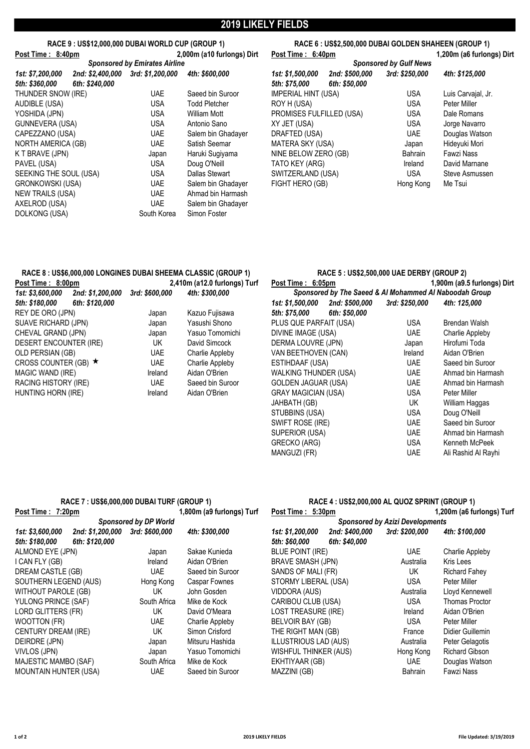# 2019 LIKELY FIELDS

## RACE 9 : US$12,000,000 DUBAI WORLD CUP (GROUP 1)

**Post Time : 8:40pm** — 2,000m (a10 furlongs) Dirt

*Sponsored by Emirates Airline*

*1st: $7,200,000 — 2nd: $2,400,000 — 3rd: $1,200,000 — 4th: $600,000*
*5th: $360,000 — 6th: $240,000*

| | | |
|---|---|---|
| THUNDER SNOW (IRE) | UAE | Saeed bin Suroor |
| AUDIBLE (USA) | USA | Todd Pletcher |
| YOSHIDA (JPN) | USA | William Mott |
| GUNNEVERA (USA) | USA | Antonio Sano |
| CAPEZZANO (USA) | UAE | Salem bin Ghadayer |
| NORTH AMERICA (GB) | UAE | Satish Seemar |
| K T BRAVE (JPN) | Japan | Haruki Sugiyama |
| PAVEL (USA) | USA | Doug O'Neill |
| SEEKING THE SOUL (USA) | USA | Dallas Stewart |
| GRONKOWSKI (USA) | UAE | Salem bin Ghadayer |
| NEW TRAILS (USA) | UAE | Ahmad bin Harmash |
| AXELROD (USA) | UAE | Salem bin Ghadayer |
| DOLKONG (USA) | South Korea | Simon Foster |

## RACE 6 : US$2,500,000 DUBAI GOLDEN SHAHEEN (GROUP 1)

**Post Time : 6:40pm** — 1,200m (a6 furlongs) Dirt

*Sponsored by Gulf News*

*1st: $1,500,000 — 2nd: $500,000 — 3rd: $250,000 — 4th: $125,000*
*5th: $75,000 — 6th: $50,000*

| | | |
|---|---|---|
| IMPERIAL HINT (USA) | USA | Luis Carvajal, Jr. |
| ROY H (USA) | USA | Peter Miller |
| PROMISES FULFILLED (USA) | USA | Dale Romans |
| XY JET (USA) | USA | Jorge Navarro |
| DRAFTED (USA) | UAE | Douglas Watson |
| MATERA SKY (USA) | Japan | Hideyuki Mori |
| NINE BELOW ZERO (GB) | Bahrain | Fawzi Nass |
| TATO KEY (ARG) | Ireland | David Marnane |
| SWITZERLAND (USA) | USA | Steve Asmussen |
| FIGHT HERO (GB) | Hong Kong | Me Tsui |

## RACE 8 : US$6,000,000 LONGINES DUBAI SHEEMA CLASSIC (GROUP 1)

**Post Time : 8:00pm** — 2,410m (a12.0 furlongs) Turf

*1st: $3,600,000 — 2nd: $1,200,000 — 3rd: $600,000 — 4th: $300,000*
*5th: $180,000 — 6th: $120,000*

| | | |
|---|---|---|
| REY DE ORO (JPN) | Japan | Kazuo Fujisawa |
| SUAVE RICHARD (JPN) | Japan | Yasushi Shono |
| CHEVAL GRAND (JPN) | Japan | Yasuo Tomomichi |
| DESERT ENCOUNTER (IRE) | UK | David Simcock |
| OLD PERSIAN (GB) | UAE | Charlie Appleby |
| CROSS COUNTER (GB) ★ | UAE | Charlie Appleby |
| MAGIC WAND (IRE) | Ireland | Aidan O'Brien |
| RACING HISTORY (IRE) | UAE | Saeed bin Suroor |
| HUNTING HORN (IRE) | Ireland | Aidan O'Brien |

## RACE 5 : US$2,500,000 UAE DERBY (GROUP 2)

**Post Time : 6:05pm** — 1,900m (a9.5 furlongs) Dirt

*Sponsored by The Saeed & Al Mohammed Al Naboodah Group*

*1st: $1,500,000 — 2nd: $500,000 — 3rd: $250,000 — 4th: 125,000*
*5th: $75,000 — 6th: $50,000*

| | | |
|---|---|---|
| PLUS QUE PARFAIT (USA) | USA | Brendan Walsh |
| DIVINE IMAGE (USA) | UAE | Charlie Appleby |
| DERMA LOUVRE (JPN) | Japan | Hirofumi Toda |
| VAN BEETHOVEN (CAN) | Ireland | Aidan O'Brien |
| ESTIHDAAF (USA) | UAE | Saeed bin Suroor |
| WALKING THUNDER (USA) | UAE | Ahmad bin Harmash |
| GOLDEN JAGUAR (USA) | UAE | Ahmad bin Harmash |
| GRAY MAGICIAN (USA) | USA | Peter Miller |
| JAHBATH (GB) | UK | William Haggas |
| STUBBINS (USA) | USA | Doug O'Neill |
| SWIFT ROSE (IRE) | UAE | Saeed bin Suroor |
| SUPERIOR (USA) | UAE | Ahmad bin Harmash |
| GRECKO (ARG) | USA | Kenneth McPeek |
| MANGUZI (FR) | UAE | Ali Rashid Al Rayhi |

## RACE 7 : US$6,000,000 DUBAI TURF (GROUP 1)

**Post Time : 7:20pm** — 1,800m (a9 furlongs) Turf

*Sponsored by DP World*

*1st: $3,600,000 — 2nd: $1,200,000 — 3rd: $600,000 — 4th: $300,000*
*5th: $180,000 — 6th: $120,000*

| | | |
|---|---|---|
| ALMOND EYE (JPN) | Japan | Sakae Kunieda |
| I CAN FLY (GB) | Ireland | Aidan O'Brien |
| DREAM CASTLE (GB) | UAE | Saeed bin Suroor |
| SOUTHERN LEGEND (AUS) | Hong Kong | Caspar Fownes |
| WITHOUT PAROLE (GB) | UK | John Gosden |
| YULONG PRINCE (SAF) | South Africa | Mike de Kock |
| LORD GLITTERS (FR) | UK | David O'Meara |
| WOOTTON (FR) | UAE | Charlie Appleby |
| CENTURY DREAM (IRE) | UK | Simon Crisford |
| DEIRDRE (JPN) | Japan | Mitsuru Hashida |
| VIVLOS (JPN) | Japan | Yasuo Tomomichi |
| MAJESTIC MAMBO (SAF) | South Africa | Mike de Kock |
| MOUNTAIN HUNTER (USA) | UAE | Saeed bin Suroor |

## RACE 4 : US$2,000,000 AL QUOZ SPRINT (GROUP 1)

**Post Time : 5:30pm** — 1,200m (a6 furlongs) Turf

*Sponsored by Azizi Developments*

*1st: $1,200,000 — 2nd: $400,000 — 3rd: $200,000 — 4th: $100,000*
*5th: $60,000 — 6th: $40,000*

| | | |
|---|---|---|
| BLUE POINT (IRE) | UAE | Charlie Appleby |
| BRAVE SMASH (JPN) | Australia | Kris Lees |
| SANDS OF MALI (FR) | UK | Richard Fahey |
| STORMY LIBERAL (USA) | USA | Peter Miller |
| VIDDORA (AUS) | Australia | Lloyd Kennewell |
| CARIBOU CLUB (USA) | USA | Thomas Proctor |
| LOST TREASURE (IRE) | Ireland | Aidan O'Brien |
| BELVOIR BAY (GB) | USA | Peter Miller |
| THE RIGHT MAN (GB) | France | Didier Guillemin |
| ILLUSTRIOUS LAD (AUS) | Australia | Peter Gelagotis |
| WISHFUL THINKER (AUS) | Hong Kong | Richard Gibson |
| EKHTIYAAR (GB) | UAE | Douglas Watson |
| MAZZINI (GB) | Bahrain | Fawzi Nass |

File Updated: 3/19/2019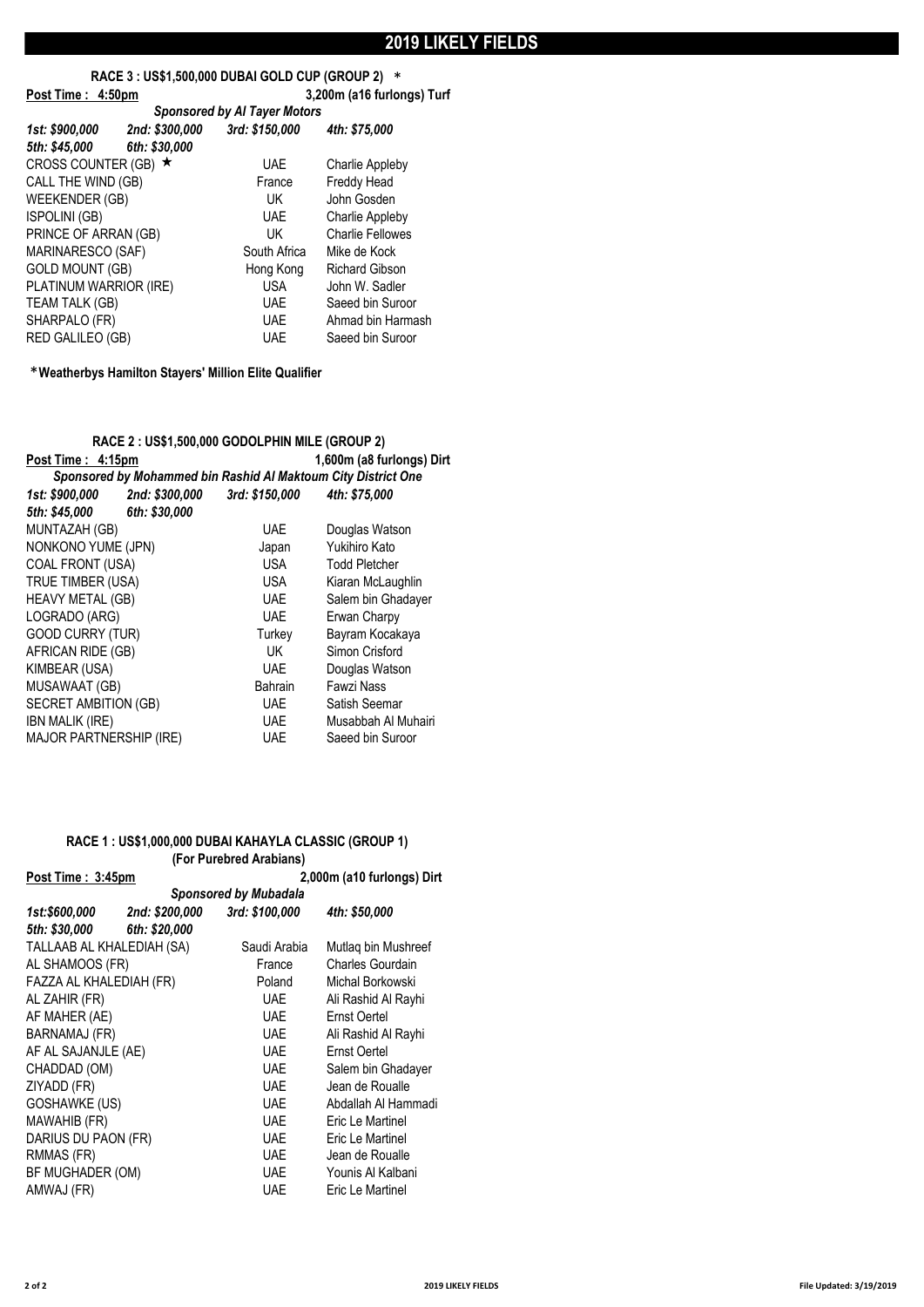# 2019 LIKELY FIELDS

### RACE 3 : US$1,500,000 DUBAI GOLD CUP (GROUP 2) *

**Post Time : 4:50pm** — 3,200m (a16 furlongs) Turf

*Sponsored by Al Tayer Motors*

*1st: $900,000* *2nd: $300,000* *3rd: $150,000* *4th: $75,000*
*5th: $45,000* *6th: $30,000*

| | | |
|---|---|---|
| CROSS COUNTER (GB) ★ | UAE | Charlie Appleby |
| CALL THE WIND (GB) | France | Freddy Head |
| WEEKENDER (GB) | UK | John Gosden |
| ISPOLINI (GB) | UAE | Charlie Appleby |
| PRINCE OF ARRAN (GB) | UK | Charlie Fellowes |
| MARINARESCO (SAF) | South Africa | Mike de Kock |
| GOLD MOUNT (GB) | Hong Kong | Richard Gibson |
| PLATINUM WARRIOR (IRE) | USA | John W. Sadler |
| TEAM TALK (GB) | UAE | Saeed bin Suroor |
| SHARPALO (FR) | UAE | Ahmad bin Harmash |
| RED GALILEO (GB) | UAE | Saeed bin Suroor |

**\*Weatherbys Hamilton Stayers' Million Elite Qualifier**

### RACE 2 : US$1,500,000 GODOLPHIN MILE (GROUP 2)

**Post Time : 4:15pm** — 1,600m (a8 furlongs) Dirt

*Sponsored by Mohammed bin Rashid Al Maktoum City District One*

*1st: $900,000* *2nd: $300,000* *3rd: $150,000* *4th: $75,000*
*5th: $45,000* *6th: $30,000*

| | | |
|---|---|---|
| MUNTAZAH (GB) | UAE | Douglas Watson |
| NONKONO YUME (JPN) | Japan | Yukihiro Kato |
| COAL FRONT (USA) | USA | Todd Pletcher |
| TRUE TIMBER (USA) | USA | Kiaran McLaughlin |
| HEAVY METAL (GB) | UAE | Salem bin Ghadayer |
| LOGRADO (ARG) | UAE | Erwan Charpy |
| GOOD CURRY (TUR) | Turkey | Bayram Kocakaya |
| AFRICAN RIDE (GB) | UK | Simon Crisford |
| KIMBEAR (USA) | UAE | Douglas Watson |
| MUSAWAAT (GB) | Bahrain | Fawzi Nass |
| SECRET AMBITION (GB) | UAE | Satish Seemar |
| IBN MALIK (IRE) | UAE | Musabbah Al Muhairi |
| MAJOR PARTNERSHIP (IRE) | UAE | Saeed bin Suroor |

### RACE 1 : US$1,000,000 DUBAI KAHAYLA CLASSIC (GROUP 1)
### (For Purebred Arabians)

**Post Time : 3:45pm** — 2,000m (a10 furlongs) Dirt

*Sponsored by Mubadala*

*1st:$600,000* *2nd: $200,000* *3rd: $100,000* *4th: $50,000*
*5th: $30,000* *6th: $20,000*

| | | |
|---|---|---|
| TALLAAB AL KHALEDIAH (SA) | Saudi Arabia | Mutlaq bin Mushreef |
| AL SHAMOOS (FR) | France | Charles Gourdain |
| FAZZA AL KHALEDIAH (FR) | Poland | Michal Borkowski |
| AL ZAHIR (FR) | UAE | Ali Rashid Al Rayhi |
| AF MAHER (AE) | UAE | Ernst Oertel |
| BARNAMAJ (FR) | UAE | Ali Rashid Al Rayhi |
| AF AL SAJANJLE (AE) | UAE | Ernst Oertel |
| CHADDAD (OM) | UAE | Salem bin Ghadayer |
| ZIYADD (FR) | UAE | Jean de Roualle |
| GOSHAWKE (US) | UAE | Abdallah Al Hammadi |
| MAWAHIB (FR) | UAE | Eric Le Martinel |
| DARIUS DU PAON (FR) | UAE | Eric Le Martinel |
| RMMAS (FR) | UAE | Jean de Roualle |
| BF MUGHADER (OM) | UAE | Younis Al Kalbani |
| AMWAJ (FR) | UAE | Eric Le Martinel |

File Updated: 3/19/2019